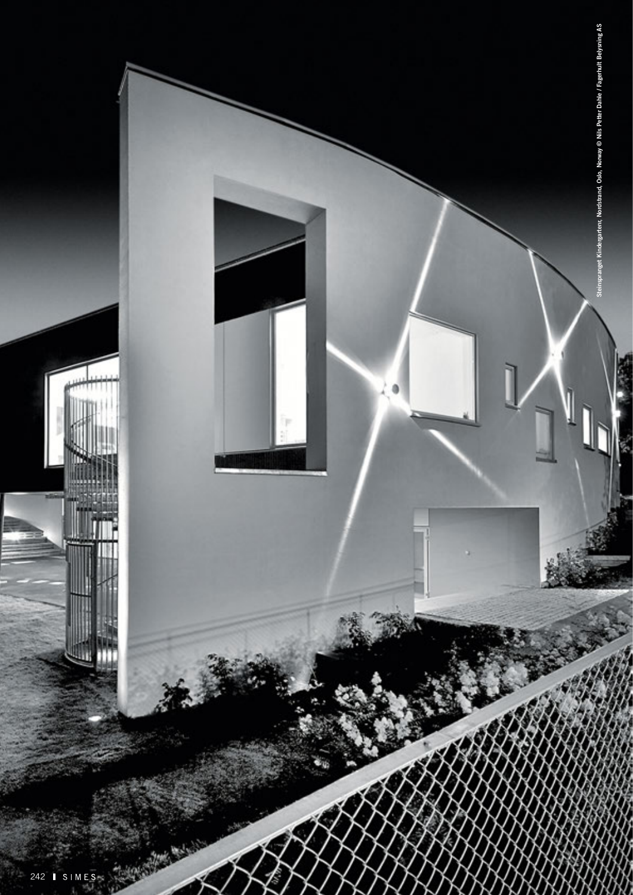Steinspranget Kindergartenr, Nordstrand, Oslo, Norway © Nils Petter Dahle / Fagerhult Belysning AS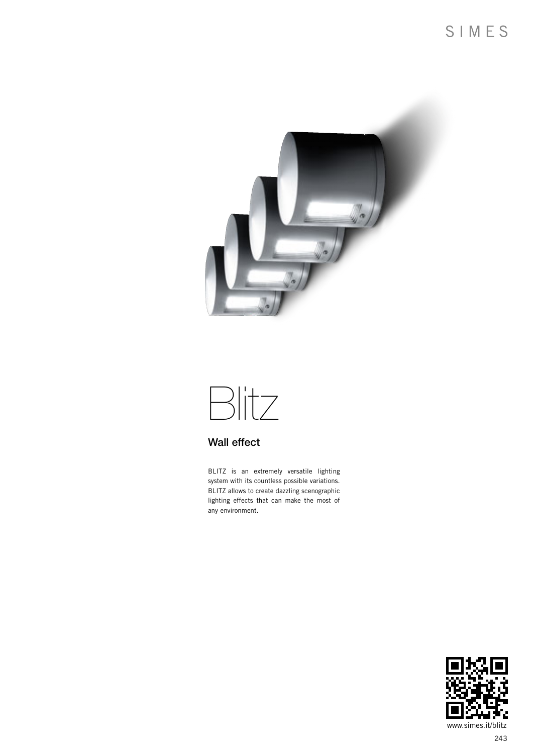# Blitz

## Wall effect

BLITZ is an extremely versatile lighting system with its countless possible variations. BLITZ allows to create dazzling scenographic lighting effects that can make the most of any environment.

www.simes.it/blitz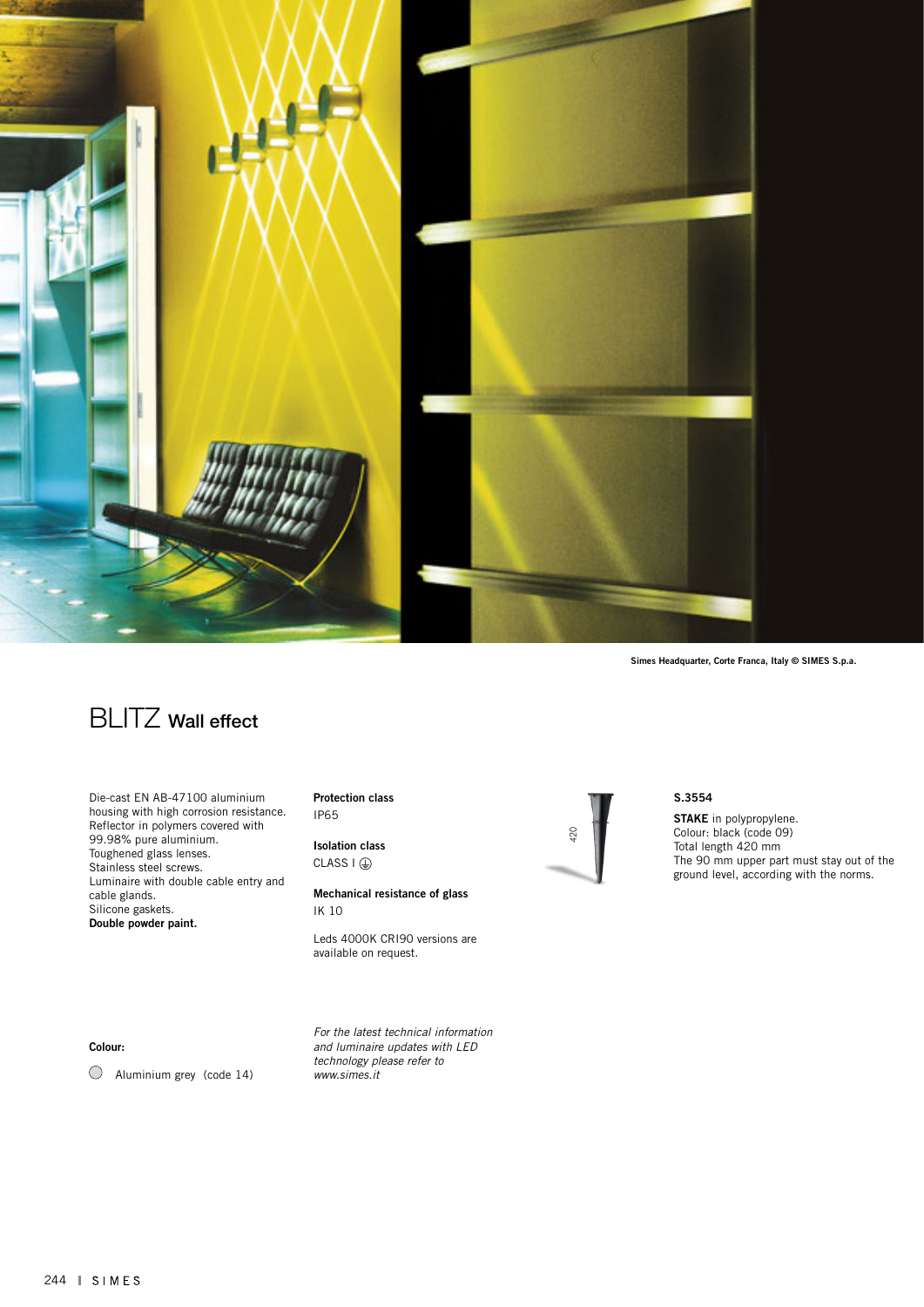Simes Headquarter, Corte Franca, Italy © SIMES S.p.a.

# BLITZ Wall effect

Die-cast EN AB-47100 aluminium housing with high corrosion resistance.
Reflector in polymers covered with 99.98% pure aluminium.
Toughened glass lenses.
Stainless steel screws.
Luminaire with double cable entry and cable glands.
Silicone gaskets.
**Double powder paint.**

**Protection class**
IP65

**Isolation class**
CLASS I ⏚

**Mechanical resistance of glass**
IK 10

Leds 4000K CRI90 versions are available on request.

420

**S.3554**

**STAKE** in polypropylene.
Colour: black (code 09)
Total length 420 mm
The 90 mm upper part must stay out of the ground level, according with the norms.

**Colour:**

◯ Aluminium grey (code 14)

*For the latest technical information and luminaire updates with LED technology please refer to www.simes.it*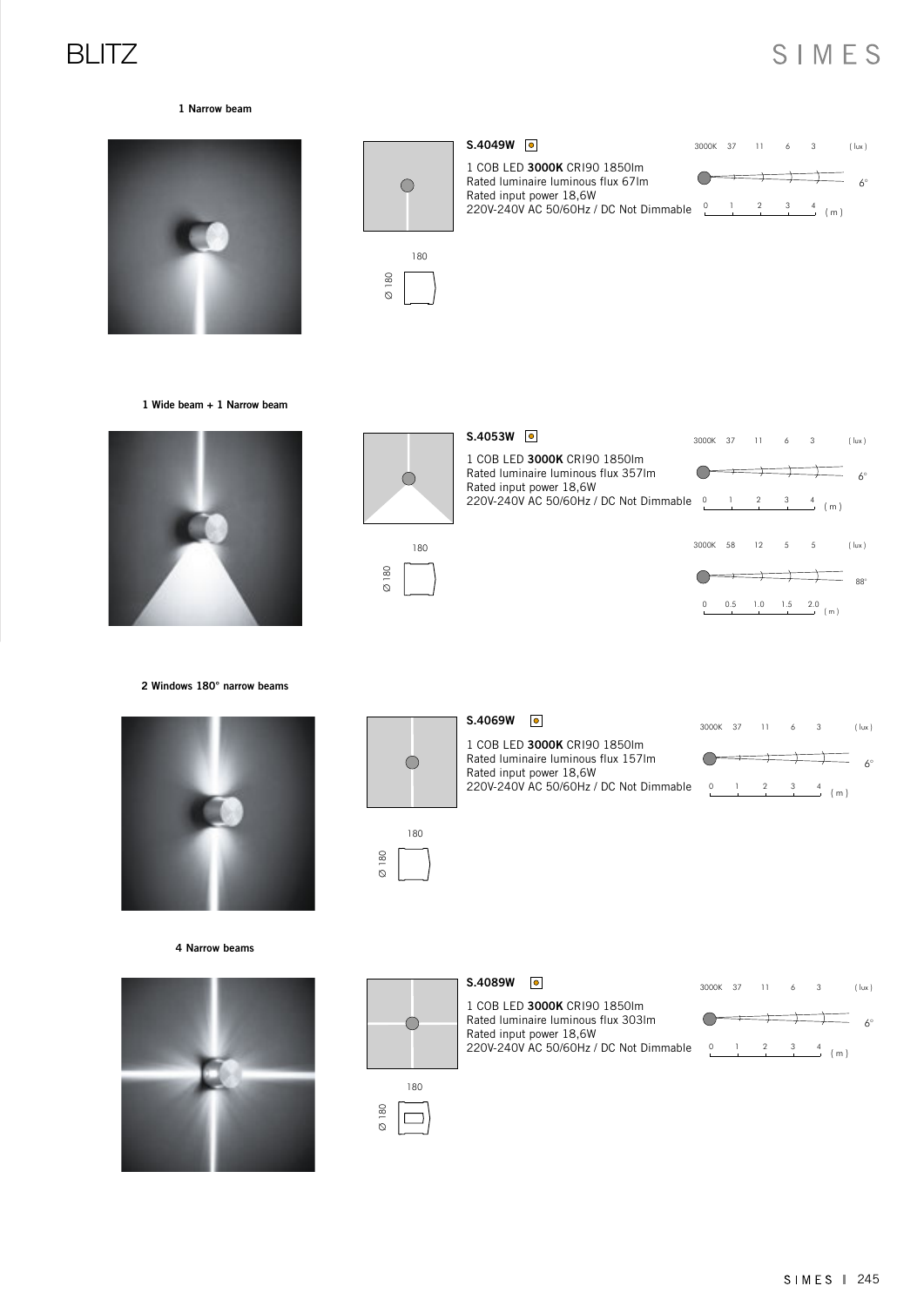# BLITZ

**1 Narrow beam**

180

Ø 180

**S.4049W**

1 COB LED **3000K** CRI90 1850lm
Rated luminaire luminous flux 67lm
Rated input power 18,6W
220V-240V AC 50/60Hz / DC Not Dimmable

3000K 37 11 6 3 ( lux )
6°
0 1 2 3 4 ( m )

**1 Wide beam + 1 Narrow beam**

180

Ø 180

**S.4053W**

1 COB LED **3000K** CRI90 1850lm
Rated luminaire luminous flux 357lm
Rated input power 18,6W
220V-240V AC 50/60Hz / DC Not Dimmable

3000K 37 11 6 3 ( lux )
6°
0 1 2 3 4 ( m )

3000K 58 12 5 5 ( lux )
88°
0 0.5 1.0 1.5 2.0 ( m )

**2 Windows 180° narrow beams**

180

Ø 180

**S.4069W**

1 COB LED **3000K** CRI90 1850lm
Rated luminaire luminous flux 157lm
Rated input power 18,6W
220V-240V AC 50/60Hz / DC Not Dimmable

3000K 37 11 6 3 ( lux )
6°
0 1 2 3 4 ( m )

**4 Narrow beams**

180

Ø 180

**S.4089W**

1 COB LED **3000K** CRI90 1850lm
Rated luminaire luminous flux 303lm
Rated input power 18,6W
220V-240V AC 50/60Hz / DC Not Dimmable

3000K 37 11 6 3 ( lux )
6°
0 1 2 3 4 ( m )